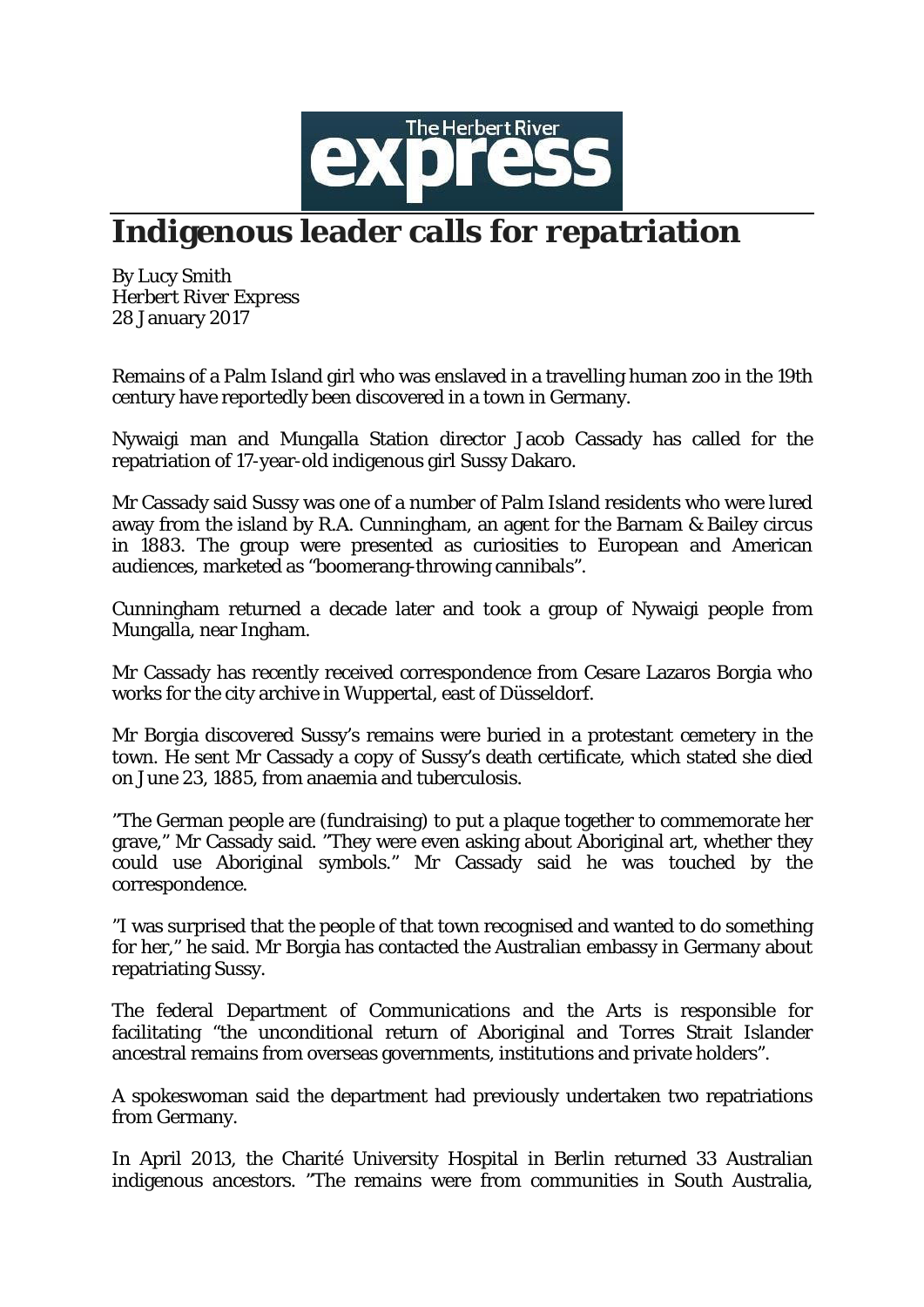The Herbert River express

# Indigenous leader calls for repatriation

By Lucy Smith
*Herbert River Express*
28 January 2017

Remains of a Palm Island girl who was enslaved in a travelling human zoo in the 19th century have reportedly been discovered in a town in Germany.

Nywaigi man and Mungalla Station director Jacob Cassady has called for the repatriation of 17-year-old indigenous girl Sussy Dakaro.

Mr Cassady said Sussy was one of a number of Palm Island residents who were lured away from the island by R.A. Cunningham, an agent for the Barnam & Bailey circus in 1883. The group were presented as curiosities to European and American audiences, marketed as "boomerang-throwing cannibals".

Cunningham returned a decade later and took a group of Nywaigi people from Mungalla, near Ingham.

Mr Cassady has recently received correspondence from Cesare Lazaros Borgia who works for the city archive in Wuppertal, east of Düsseldorf.

Mr Borgia discovered Sussy's remains were buried in a protestant cemetery in the town. He sent Mr Cassady a copy of Sussy's death certificate, which stated she died on June 23, 1885, from anaemia and tuberculosis.

"The German people are (fundraising) to put a plaque together to commemorate her grave," Mr Cassady said. "They were even asking about Aboriginal art, whether they could use Aboriginal symbols." Mr Cassady said he was touched by the correspondence.

"I was surprised that the people of that town recognised and wanted to do something for her," he said. Mr Borgia has contacted the Australian embassy in Germany about repatriating Sussy.

The federal Department of Communications and the Arts is responsible for facilitating "the unconditional return of Aboriginal and Torres Strait Islander ancestral remains from overseas governments, institutions and private holders".

A spokeswoman said the department had previously undertaken two repatriations from Germany.

In April 2013, the Charité University Hospital in Berlin returned 33 Australian indigenous ancestors. "The remains were from communities in South Australia,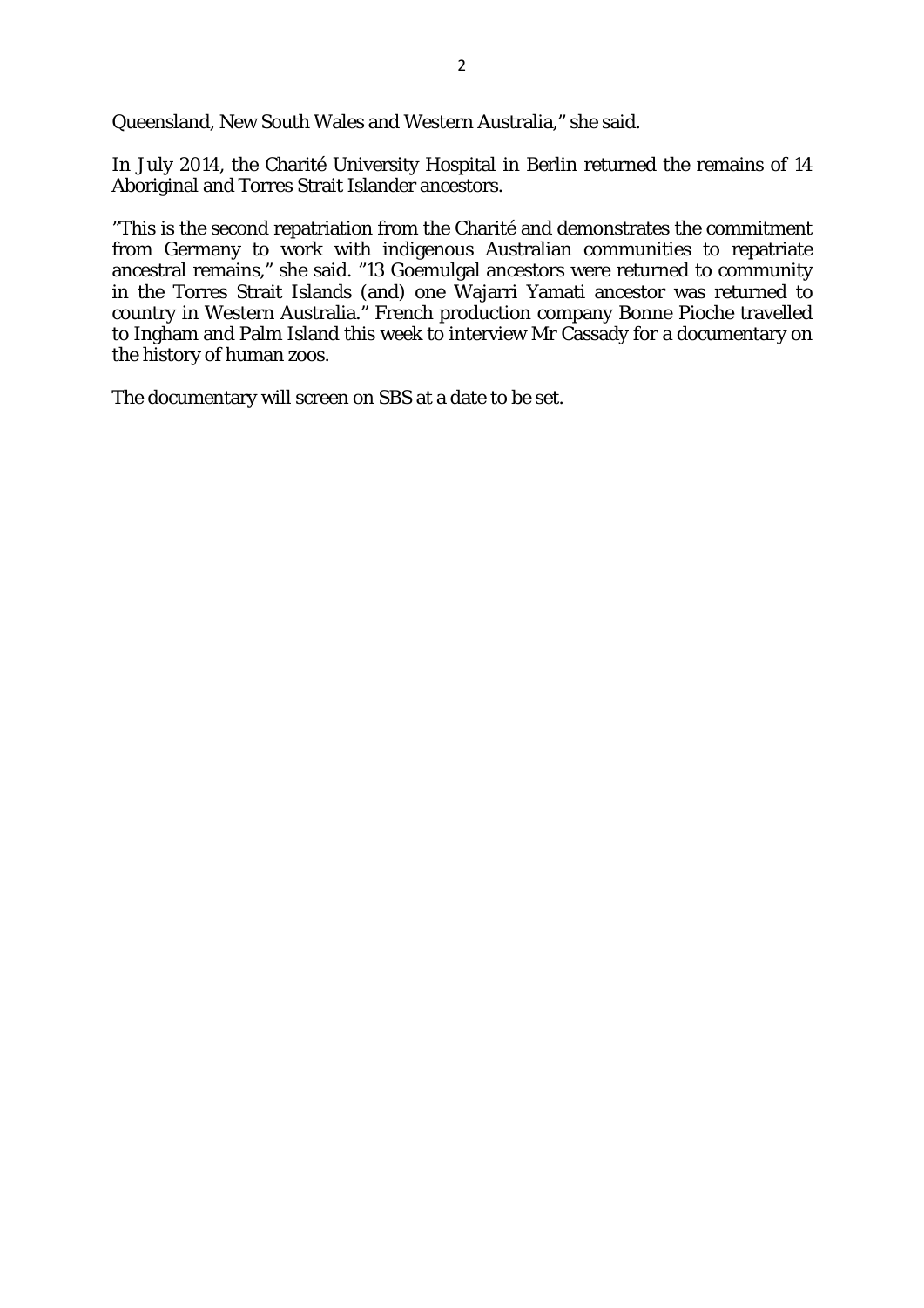Queensland, New South Wales and Western Australia," she said.

In July 2014, the Charité University Hospital in Berlin returned the remains of 14 Aboriginal and Torres Strait Islander ancestors.

"This is the second repatriation from the Charité and demonstrates the commitment from Germany to work with indigenous Australian communities to repatriate ancestral remains," she said. "13 Goemulgal ancestors were returned to community in the Torres Strait Islands (and) one Wajarri Yamati ancestor was returned to country in Western Australia." French production company Bonne Pioche travelled to Ingham and Palm Island this week to interview Mr Cassady for a documentary on the history of human zoos.

The documentary will screen on SBS at a date to be set.